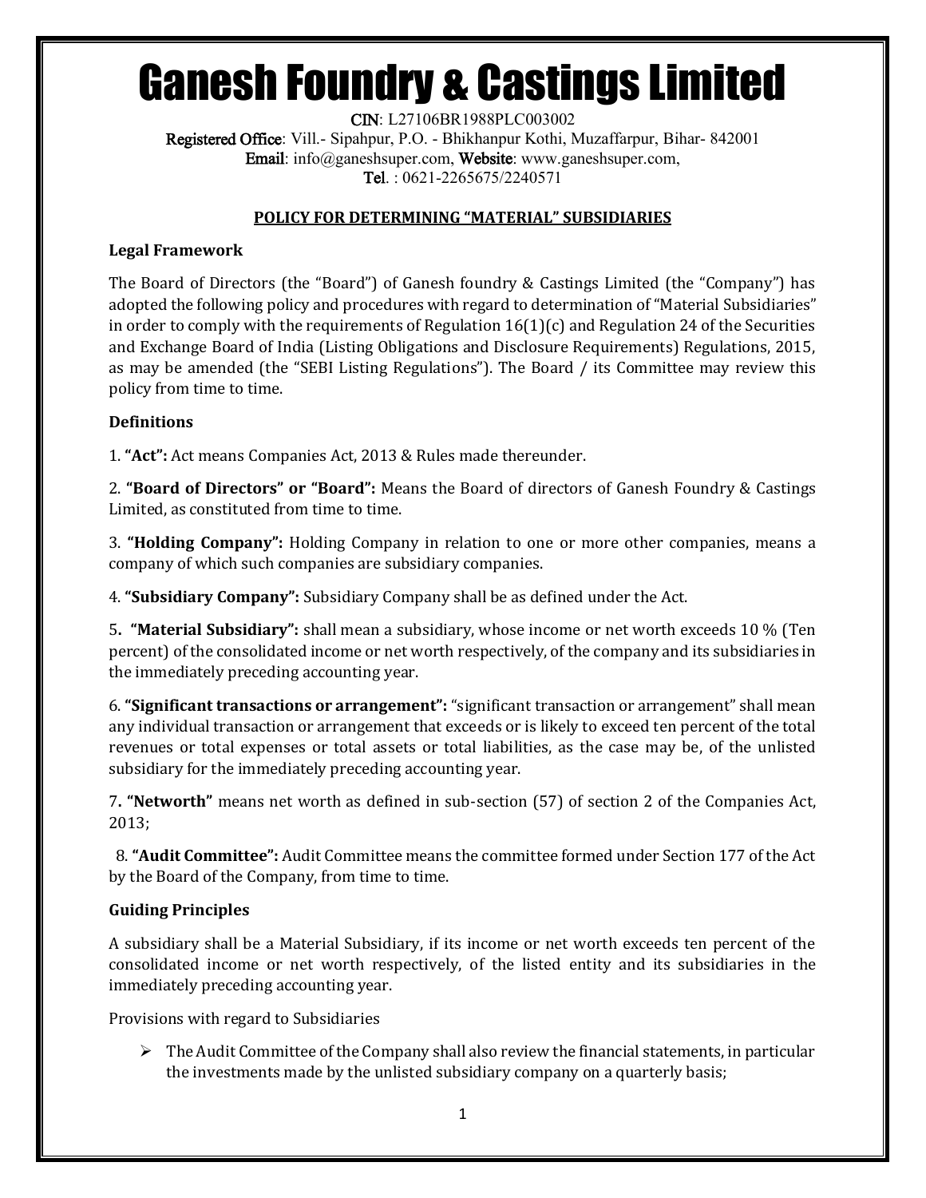# Ganesh Foundry & Castings Limited

**CIN**: L27106BR1988PLC003002
**Registered Office**: Vill.- Sipahpur, P.O. - Bhikhanpur Kothi, Muzaffarpur, Bihar- 842001
**Email**: info@ganeshsuper.com, **Website**: www.ganeshsuper.com,
**Tel**. : 0621-2265675/2240571

## POLICY FOR DETERMINING "MATERIAL" SUBSIDIARIES

**Legal Framework**

The Board of Directors (the "Board") of Ganesh foundry & Castings Limited (the "Company") has adopted the following policy and procedures with regard to determination of "Material Subsidiaries" in order to comply with the requirements of Regulation 16(1)(c) and Regulation 24 of the Securities and Exchange Board of India (Listing Obligations and Disclosure Requirements) Regulations, 2015, as may be amended (the "SEBI Listing Regulations"). The Board / its Committee may review this policy from time to time.

**Definitions**

1. **"Act":** Act means Companies Act, 2013 & Rules made thereunder.

2. **"Board of Directors" or "Board":** Means the Board of directors of Ganesh Foundry & Castings Limited, as constituted from time to time.

3. **"Holding Company":** Holding Company in relation to one or more other companies, means a company of which such companies are subsidiary companies.

4. **"Subsidiary Company":** Subsidiary Company shall be as defined under the Act.

5. **"Material Subsidiary":** shall mean a subsidiary, whose income or net worth exceeds 10 % (Ten percent) of the consolidated income or net worth respectively, of the company and its subsidiaries in the immediately preceding accounting year.

6. **"Significant transactions or arrangement":** "significant transaction or arrangement" shall mean any individual transaction or arrangement that exceeds or is likely to exceed ten percent of the total revenues or total expenses or total assets or total liabilities, as the case may be, of the unlisted subsidiary for the immediately preceding accounting year.

7. **"Networth"** means net worth as defined in sub-section (57) of section 2 of the Companies Act, 2013;

8. **"Audit Committee":** Audit Committee means the committee formed under Section 177 of the Act by the Board of the Company, from time to time.

**Guiding Principles**

A subsidiary shall be a Material Subsidiary, if its income or net worth exceeds ten percent of the consolidated income or net worth respectively, of the listed entity and its subsidiaries in the immediately preceding accounting year.

Provisions with regard to Subsidiaries

- The Audit Committee of the Company shall also review the financial statements, in particular the investments made by the unlisted subsidiary company on a quarterly basis;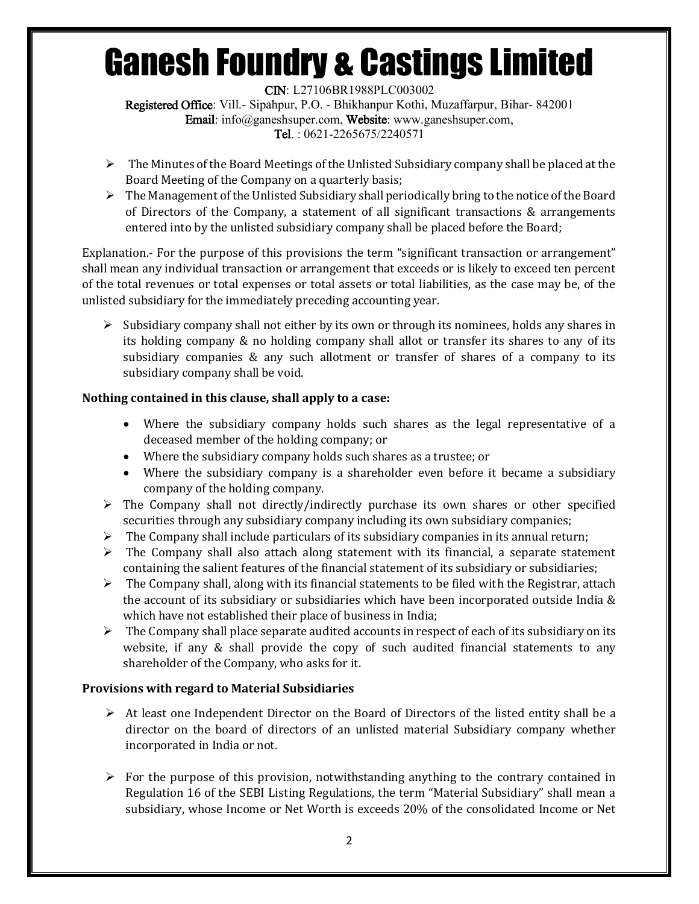- The Minutes of the Board Meetings of the Unlisted Subsidiary company shall be placed at the Board Meeting of the Company on a quarterly basis;
- The Management of the Unlisted Subsidiary shall periodically bring to the notice of the Board of Directors of the Company, a statement of all significant transactions & arrangements entered into by the unlisted subsidiary company shall be placed before the Board;

Explanation.- For the purpose of this provisions the term "significant transaction or arrangement" shall mean any individual transaction or arrangement that exceeds or is likely to exceed ten percent of the total revenues or total expenses or total assets or total liabilities, as the case may be, of the unlisted subsidiary for the immediately preceding accounting year.

- Subsidiary company shall not either by its own or through its nominees, holds any shares in its holding company & no holding company shall allot or transfer its shares to any of its subsidiary companies & any such allotment or transfer of shares of a company to its subsidiary company shall be void.

**Nothing contained in this clause, shall apply to a case:**

- Where the subsidiary company holds such shares as the legal representative of a deceased member of the holding company; or
- Where the subsidiary company holds such shares as a trustee; or
- Where the subsidiary company is a shareholder even before it became a subsidiary company of the holding company.

- The Company shall not directly/indirectly purchase its own shares or other specified securities through any subsidiary company including its own subsidiary companies;
- The Company shall include particulars of its subsidiary companies in its annual return;
- The Company shall also attach along statement with its financial, a separate statement containing the salient features of the financial statement of its subsidiary or subsidiaries;
- The Company shall, along with its financial statements to be filed with the Registrar, attach the account of its subsidiary or subsidiaries which have been incorporated outside India & which have not established their place of business in India;
- The Company shall place separate audited accounts in respect of each of its subsidiary on its website, if any & shall provide the copy of such audited financial statements to any shareholder of the Company, who asks for it.

**Provisions with regard to Material Subsidiaries**

- At least one Independent Director on the Board of Directors of the listed entity shall be a director on the board of directors of an unlisted material Subsidiary company whether incorporated in India or not.

- For the purpose of this provision, notwithstanding anything to the contrary contained in Regulation 16 of the SEBI Listing Regulations, the term "Material Subsidiary" shall mean a subsidiary, whose Income or Net Worth is exceeds 20% of the consolidated Income or Net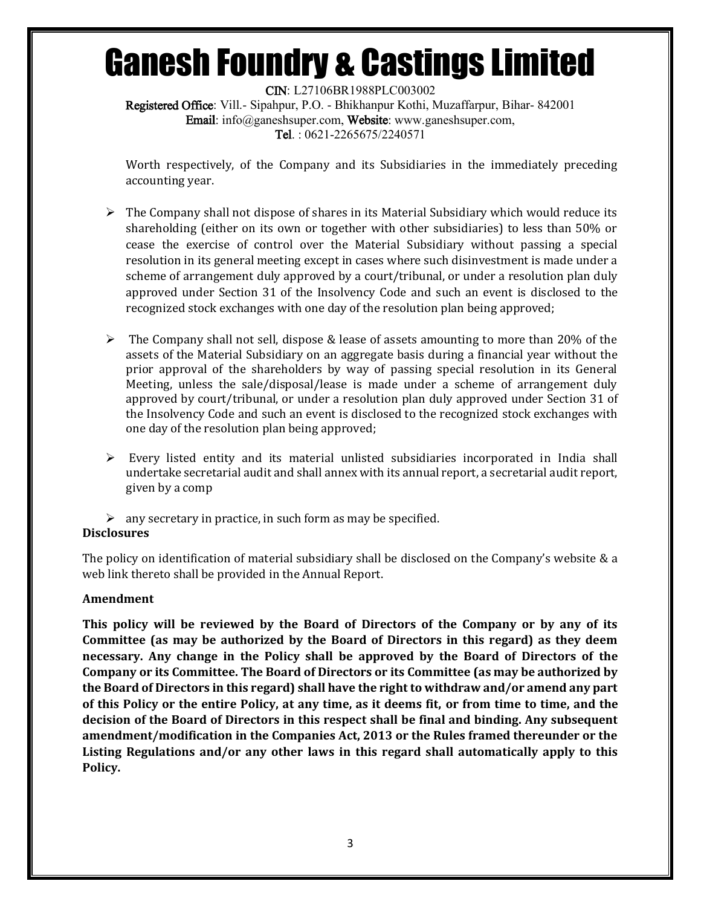Worth respectively, of the Company and its Subsidiaries in the immediately preceding accounting year.

- The Company shall not dispose of shares in its Material Subsidiary which would reduce its shareholding (either on its own or together with other subsidiaries) to less than 50% or cease the exercise of control over the Material Subsidiary without passing a special resolution in its general meeting except in cases where such disinvestment is made under a scheme of arrangement duly approved by a court/tribunal, or under a resolution plan duly approved under Section 31 of the Insolvency Code and such an event is disclosed to the recognized stock exchanges with one day of the resolution plan being approved;

- The Company shall not sell, dispose & lease of assets amounting to more than 20% of the assets of the Material Subsidiary on an aggregate basis during a financial year without the prior approval of the shareholders by way of passing special resolution in its General Meeting, unless the sale/disposal/lease is made under a scheme of arrangement duly approved by court/tribunal, or under a resolution plan duly approved under Section 31 of the Insolvency Code and such an event is disclosed to the recognized stock exchanges with one day of the resolution plan being approved;

- Every listed entity and its material unlisted subsidiaries incorporated in India shall undertake secretarial audit and shall annex with its annual report, a secretarial audit report, given by a comp

- any secretary in practice, in such form as may be specified.

**Disclosures**

The policy on identification of material subsidiary shall be disclosed on the Company's website & a web link thereto shall be provided in the Annual Report.

**Amendment**

**This policy will be reviewed by the Board of Directors of the Company or by any of its Committee (as may be authorized by the Board of Directors in this regard) as they deem necessary. Any change in the Policy shall be approved by the Board of Directors of the Company or its Committee. The Board of Directors or its Committee (as may be authorized by the Board of Directors in this regard) shall have the right to withdraw and/or amend any part of this Policy or the entire Policy, at any time, as it deems fit, or from time to time, and the decision of the Board of Directors in this respect shall be final and binding. Any subsequent amendment/modification in the Companies Act, 2013 or the Rules framed thereunder or the Listing Regulations and/or any other laws in this regard shall automatically apply to this Policy.**